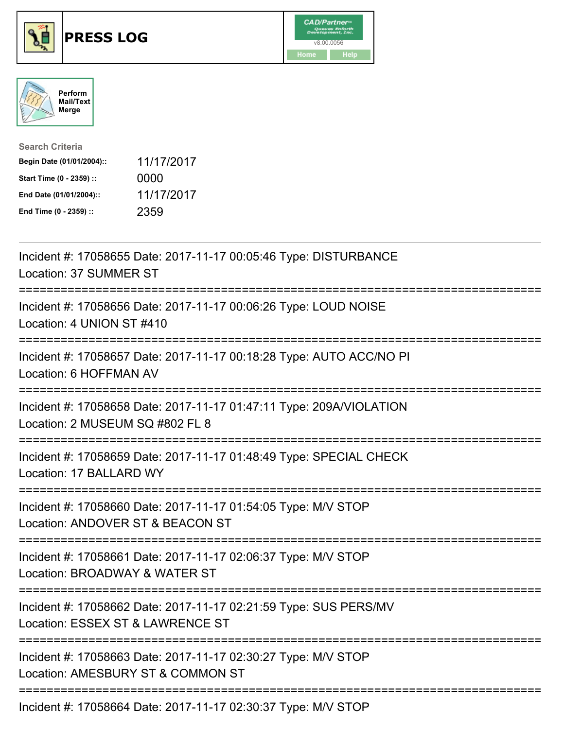# PRESS LOG

Perform Mail/Text Merge

**Search Criteria**

| | |
|---|---|
| **Begin Date (01/01/2004)::** | 11/17/2017 |
| **Start Time (0 - 2359) ::** | 0000 |
| **End Date (01/01/2004)::** | 11/17/2017 |
| **End Time (0 - 2359) ::** | 2359 |

Incident #: 17058655 Date: 2017-11-17 00:05:46 Type: DISTURBANCE
Location: 37 SUMMER ST

===========================================================================

Incident #: 17058656 Date: 2017-11-17 00:06:26 Type: LOUD NOISE
Location: 4 UNION ST #410

===========================================================================

Incident #: 17058657 Date: 2017-11-17 00:18:28 Type: AUTO ACC/NO PI
Location: 6 HOFFMAN AV

===========================================================================

Incident #: 17058658 Date: 2017-11-17 01:47:11 Type: 209A/VIOLATION
Location: 2 MUSEUM SQ #802 FL 8

===========================================================================

Incident #: 17058659 Date: 2017-11-17 01:48:49 Type: SPECIAL CHECK
Location: 17 BALLARD WY

===========================================================================

Incident #: 17058660 Date: 2017-11-17 01:54:05 Type: M/V STOP
Location: ANDOVER ST & BEACON ST

===========================================================================

Incident #: 17058661 Date: 2017-11-17 02:06:37 Type: M/V STOP
Location: BROADWAY & WATER ST

===========================================================================

Incident #: 17058662 Date: 2017-11-17 02:21:59 Type: SUS PERS/MV
Location: ESSEX ST & LAWRENCE ST

===========================================================================

Incident #: 17058663 Date: 2017-11-17 02:30:27 Type: M/V STOP
Location: AMESBURY ST & COMMON ST

===========================================================================

Incident #: 17058664 Date: 2017-11-17 02:30:37 Type: M/V STOP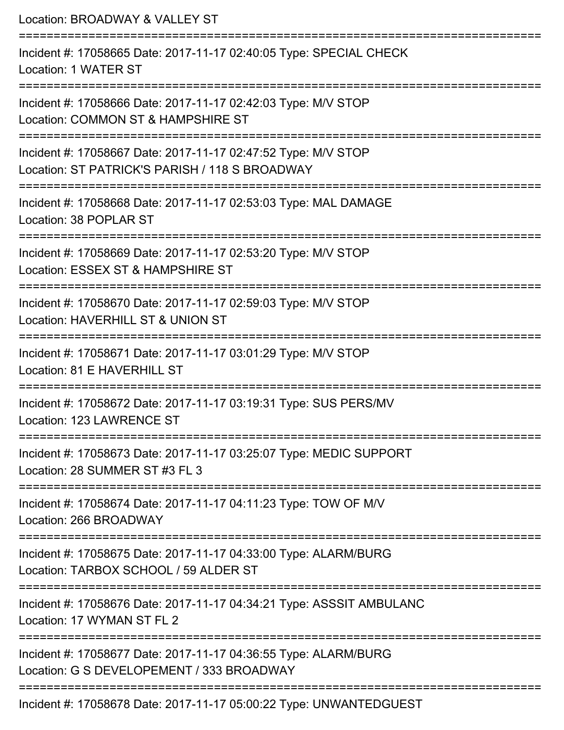Location: BROADWAY & VALLEY ST

===========================================================================

Incident #: 17058665 Date: 2017-11-17 02:40:05 Type: SPECIAL CHECK
Location: 1 WATER ST

===========================================================================

Incident #: 17058666 Date: 2017-11-17 02:42:03 Type: M/V STOP
Location: COMMON ST & HAMPSHIRE ST

===========================================================================

Incident #: 17058667 Date: 2017-11-17 02:47:52 Type: M/V STOP
Location: ST PATRICK'S PARISH / 118 S BROADWAY

===========================================================================

Incident #: 17058668 Date: 2017-11-17 02:53:03 Type: MAL DAMAGE
Location: 38 POPLAR ST

===========================================================================

Incident #: 17058669 Date: 2017-11-17 02:53:20 Type: M/V STOP
Location: ESSEX ST & HAMPSHIRE ST

===========================================================================

Incident #: 17058670 Date: 2017-11-17 02:59:03 Type: M/V STOP
Location: HAVERHILL ST & UNION ST

===========================================================================

Incident #: 17058671 Date: 2017-11-17 03:01:29 Type: M/V STOP
Location: 81 E HAVERHILL ST

===========================================================================

Incident #: 17058672 Date: 2017-11-17 03:19:31 Type: SUS PERS/MV
Location: 123 LAWRENCE ST

===========================================================================

Incident #: 17058673 Date: 2017-11-17 03:25:07 Type: MEDIC SUPPORT
Location: 28 SUMMER ST #3 FL 3

===========================================================================

Incident #: 17058674 Date: 2017-11-17 04:11:23 Type: TOW OF M/V
Location: 266 BROADWAY

===========================================================================

Incident #: 17058675 Date: 2017-11-17 04:33:00 Type: ALARM/BURG
Location: TARBOX SCHOOL / 59 ALDER ST

===========================================================================

Incident #: 17058676 Date: 2017-11-17 04:34:21 Type: ASSSIT AMBULANC
Location: 17 WYMAN ST FL 2

===========================================================================

Incident #: 17058677 Date: 2017-11-17 04:36:55 Type: ALARM/BURG
Location: G S DEVELOPEMENT / 333 BROADWAY

===========================================================================

Incident #: 17058678 Date: 2017-11-17 05:00:22 Type: UNWANTEDGUEST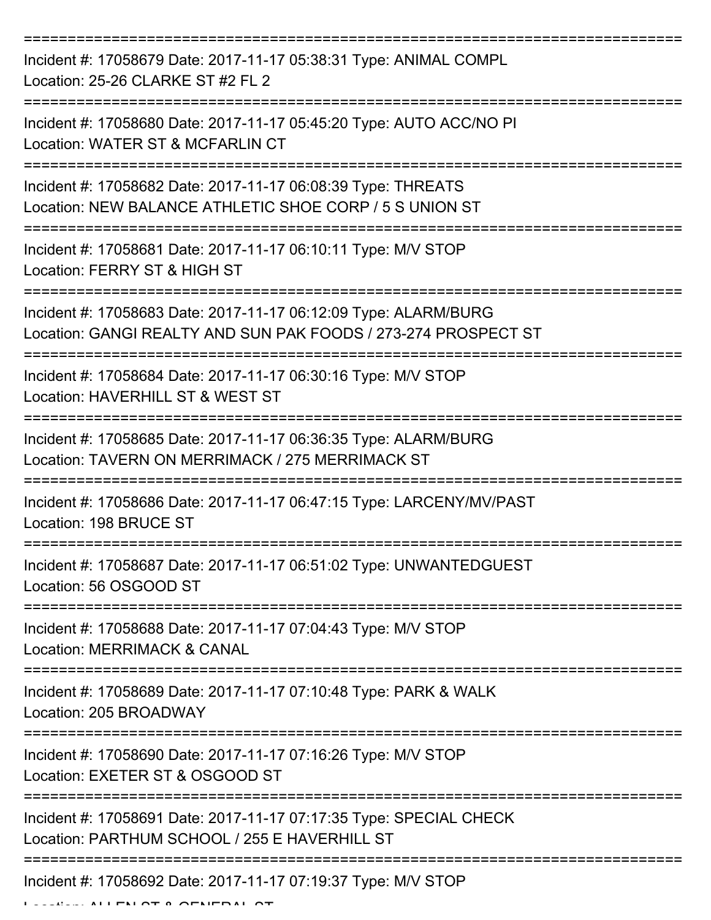===========================================================================

Incident #: 17058679 Date: 2017-11-17 05:38:31 Type: ANIMAL COMPL
Location: 25-26 CLARKE ST #2 FL 2

===========================================================================

Incident #: 17058680 Date: 2017-11-17 05:45:20 Type: AUTO ACC/NO PI
Location: WATER ST & MCFARLIN CT

===========================================================================

Incident #: 17058682 Date: 2017-11-17 06:08:39 Type: THREATS
Location: NEW BALANCE ATHLETIC SHOE CORP / 5 S UNION ST

===========================================================================

Incident #: 17058681 Date: 2017-11-17 06:10:11 Type: M/V STOP
Location: FERRY ST & HIGH ST

===========================================================================

Incident #: 17058683 Date: 2017-11-17 06:12:09 Type: ALARM/BURG
Location: GANGI REALTY AND SUN PAK FOODS / 273-274 PROSPECT ST

===========================================================================

Incident #: 17058684 Date: 2017-11-17 06:30:16 Type: M/V STOP
Location: HAVERHILL ST & WEST ST

===========================================================================

Incident #: 17058685 Date: 2017-11-17 06:36:35 Type: ALARM/BURG
Location: TAVERN ON MERRIMACK / 275 MERRIMACK ST

===========================================================================

Incident #: 17058686 Date: 2017-11-17 06:47:15 Type: LARCENY/MV/PAST
Location: 198 BRUCE ST

===========================================================================

Incident #: 17058687 Date: 2017-11-17 06:51:02 Type: UNWANTEDGUEST
Location: 56 OSGOOD ST

===========================================================================

Incident #: 17058688 Date: 2017-11-17 07:04:43 Type: M/V STOP
Location: MERRIMACK & CANAL

===========================================================================

Incident #: 17058689 Date: 2017-11-17 07:10:48 Type: PARK & WALK
Location: 205 BROADWAY

===========================================================================

Incident #: 17058690 Date: 2017-11-17 07:16:26 Type: M/V STOP
Location: EXETER ST & OSGOOD ST

===========================================================================

Incident #: 17058691 Date: 2017-11-17 07:17:35 Type: SPECIAL CHECK
Location: PARTHUM SCHOOL / 255 E HAVERHILL ST

===========================================================================

Incident #: 17058692 Date: 2017-11-17 07:19:37 Type: M/V STOP
Location: ALLEN ST & GENERAL ST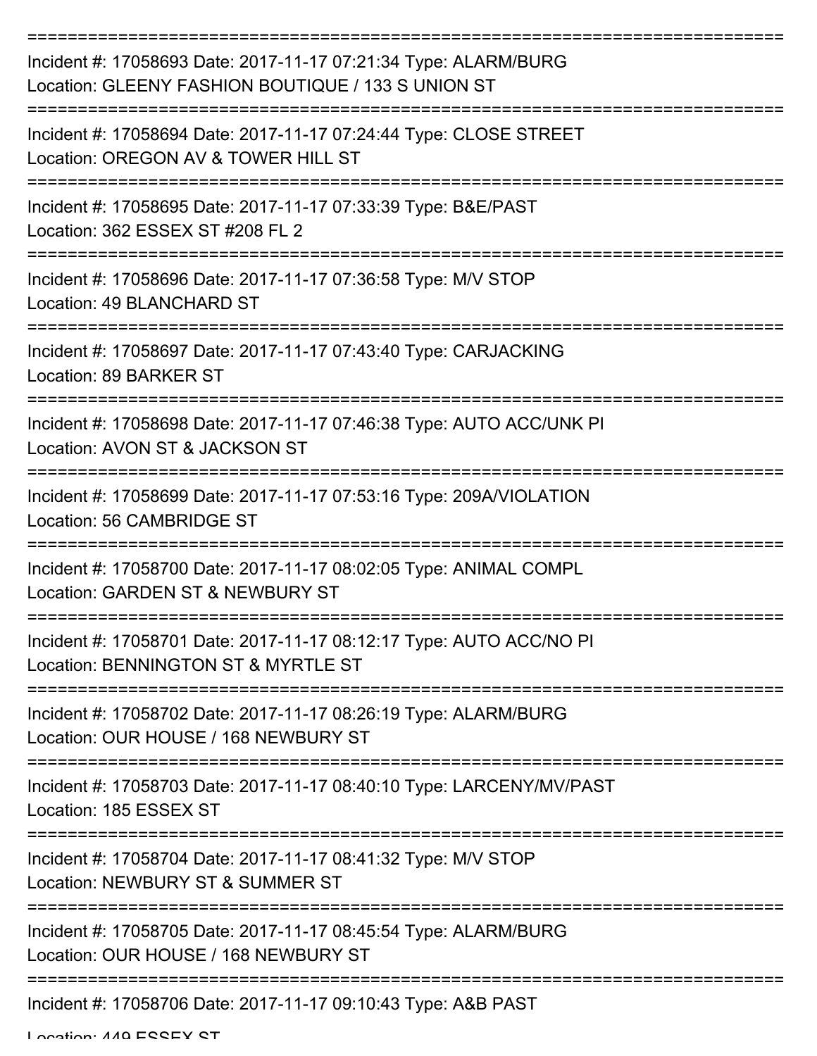===========================================================================

Incident #: 17058693 Date: 2017-11-17 07:21:34 Type: ALARM/BURG
Location: GLEENY FASHION BOUTIQUE / 133 S UNION ST

===========================================================================

Incident #: 17058694 Date: 2017-11-17 07:24:44 Type: CLOSE STREET
Location: OREGON AV & TOWER HILL ST

===========================================================================

Incident #: 17058695 Date: 2017-11-17 07:33:39 Type: B&E/PAST
Location: 362 ESSEX ST #208 FL 2

===========================================================================

Incident #: 17058696 Date: 2017-11-17 07:36:58 Type: M/V STOP
Location: 49 BLANCHARD ST

===========================================================================

Incident #: 17058697 Date: 2017-11-17 07:43:40 Type: CARJACKING
Location: 89 BARKER ST

===========================================================================

Incident #: 17058698 Date: 2017-11-17 07:46:38 Type: AUTO ACC/UNK PI
Location: AVON ST & JACKSON ST

===========================================================================

Incident #: 17058699 Date: 2017-11-17 07:53:16 Type: 209A/VIOLATION
Location: 56 CAMBRIDGE ST

===========================================================================

Incident #: 17058700 Date: 2017-11-17 08:02:05 Type: ANIMAL COMPL
Location: GARDEN ST & NEWBURY ST

===========================================================================

Incident #: 17058701 Date: 2017-11-17 08:12:17 Type: AUTO ACC/NO PI
Location: BENNINGTON ST & MYRTLE ST

===========================================================================

Incident #: 17058702 Date: 2017-11-17 08:26:19 Type: ALARM/BURG
Location: OUR HOUSE / 168 NEWBURY ST

===========================================================================

Incident #: 17058703 Date: 2017-11-17 08:40:10 Type: LARCENY/MV/PAST
Location: 185 ESSEX ST

===========================================================================

Incident #: 17058704 Date: 2017-11-17 08:41:32 Type: M/V STOP
Location: NEWBURY ST & SUMMER ST

===========================================================================

Incident #: 17058705 Date: 2017-11-17 08:45:54 Type: ALARM/BURG
Location: OUR HOUSE / 168 NEWBURY ST

===========================================================================

Incident #: 17058706 Date: 2017-11-17 09:10:43 Type: A&B PAST
Location: 449 ESSEX ST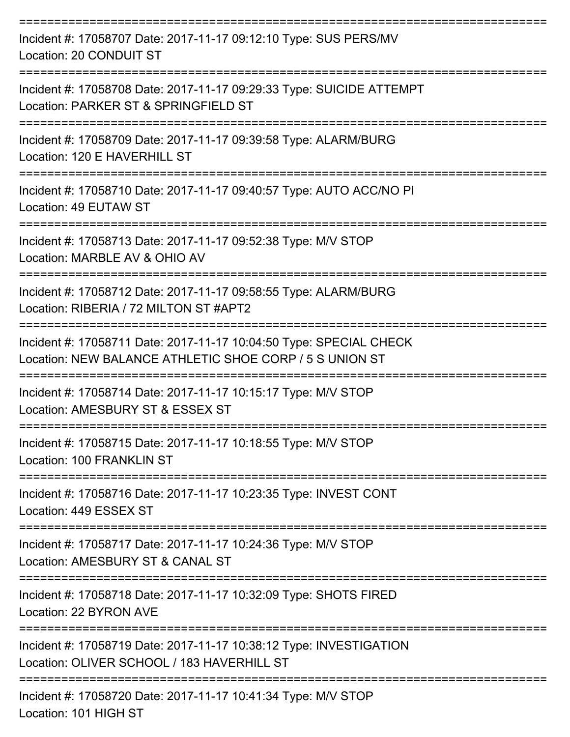===========================================================================

Incident #: 17058707 Date: 2017-11-17 09:12:10 Type: SUS PERS/MV
Location: 20 CONDUIT ST

===========================================================================

Incident #: 17058708 Date: 2017-11-17 09:29:33 Type: SUICIDE ATTEMPT
Location: PARKER ST & SPRINGFIELD ST

===========================================================================

Incident #: 17058709 Date: 2017-11-17 09:39:58 Type: ALARM/BURG
Location: 120 E HAVERHILL ST

===========================================================================

Incident #: 17058710 Date: 2017-11-17 09:40:57 Type: AUTO ACC/NO PI
Location: 49 EUTAW ST

===========================================================================

Incident #: 17058713 Date: 2017-11-17 09:52:38 Type: M/V STOP
Location: MARBLE AV & OHIO AV

===========================================================================

Incident #: 17058712 Date: 2017-11-17 09:58:55 Type: ALARM/BURG
Location: RIBERIA / 72 MILTON ST #APT2

===========================================================================

Incident #: 17058711 Date: 2017-11-17 10:04:50 Type: SPECIAL CHECK
Location: NEW BALANCE ATHLETIC SHOE CORP / 5 S UNION ST

===========================================================================

Incident #: 17058714 Date: 2017-11-17 10:15:17 Type: M/V STOP
Location: AMESBURY ST & ESSEX ST

===========================================================================

Incident #: 17058715 Date: 2017-11-17 10:18:55 Type: M/V STOP
Location: 100 FRANKLIN ST

===========================================================================

Incident #: 17058716 Date: 2017-11-17 10:23:35 Type: INVEST CONT
Location: 449 ESSEX ST

===========================================================================

Incident #: 17058717 Date: 2017-11-17 10:24:36 Type: M/V STOP
Location: AMESBURY ST & CANAL ST

===========================================================================

Incident #: 17058718 Date: 2017-11-17 10:32:09 Type: SHOTS FIRED
Location: 22 BYRON AVE

===========================================================================

Incident #: 17058719 Date: 2017-11-17 10:38:12 Type: INVESTIGATION
Location: OLIVER SCHOOL / 183 HAVERHILL ST

===========================================================================

Incident #: 17058720 Date: 2017-11-17 10:41:34 Type: M/V STOP
Location: 101 HIGH ST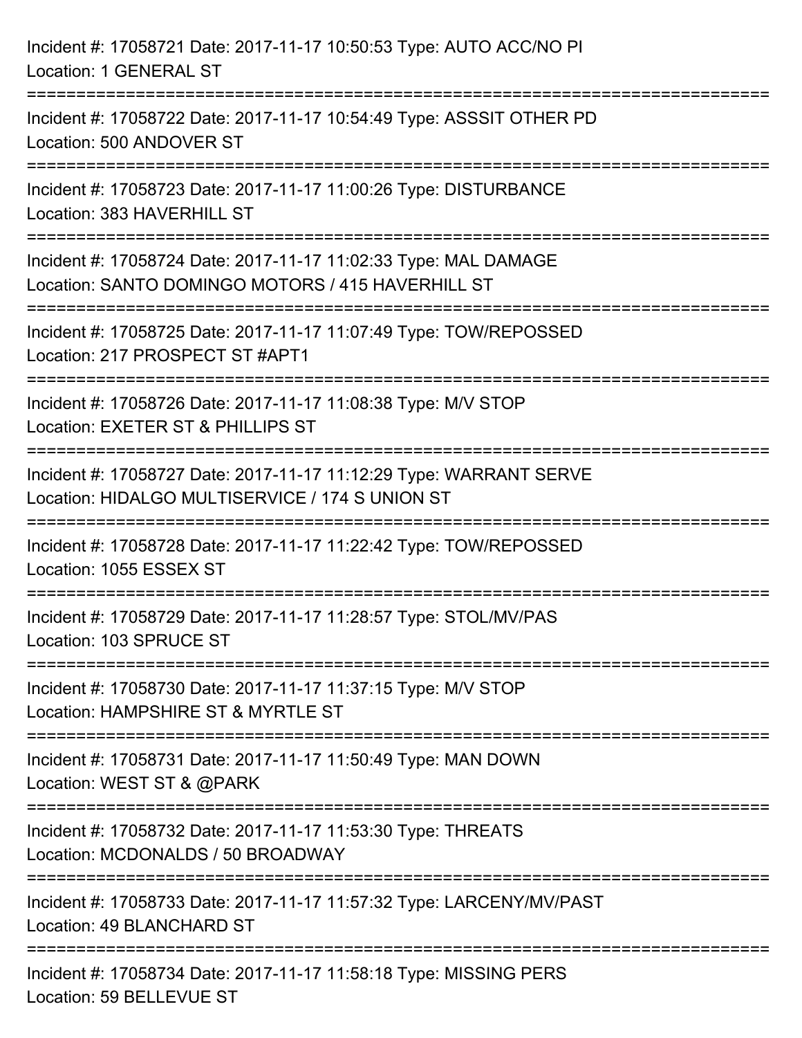Incident #: 17058721 Date: 2017-11-17 10:50:53 Type: AUTO ACC/NO PI
Location: 1 GENERAL ST

===========================================================================

Incident #: 17058722 Date: 2017-11-17 10:54:49 Type: ASSSIT OTHER PD
Location: 500 ANDOVER ST

===========================================================================

Incident #: 17058723 Date: 2017-11-17 11:00:26 Type: DISTURBANCE
Location: 383 HAVERHILL ST

===========================================================================

Incident #: 17058724 Date: 2017-11-17 11:02:33 Type: MAL DAMAGE
Location: SANTO DOMINGO MOTORS / 415 HAVERHILL ST

===========================================================================

Incident #: 17058725 Date: 2017-11-17 11:07:49 Type: TOW/REPOSSED
Location: 217 PROSPECT ST #APT1

===========================================================================

Incident #: 17058726 Date: 2017-11-17 11:08:38 Type: M/V STOP
Location: EXETER ST & PHILLIPS ST

===========================================================================

Incident #: 17058727 Date: 2017-11-17 11:12:29 Type: WARRANT SERVE
Location: HIDALGO MULTISERVICE / 174 S UNION ST

===========================================================================

Incident #: 17058728 Date: 2017-11-17 11:22:42 Type: TOW/REPOSSED
Location: 1055 ESSEX ST

===========================================================================

Incident #: 17058729 Date: 2017-11-17 11:28:57 Type: STOL/MV/PAS
Location: 103 SPRUCE ST

===========================================================================

Incident #: 17058730 Date: 2017-11-17 11:37:15 Type: M/V STOP
Location: HAMPSHIRE ST & MYRTLE ST

===========================================================================

Incident #: 17058731 Date: 2017-11-17 11:50:49 Type: MAN DOWN
Location: WEST ST & @PARK

===========================================================================

Incident #: 17058732 Date: 2017-11-17 11:53:30 Type: THREATS
Location: MCDONALDS / 50 BROADWAY

===========================================================================

Incident #: 17058733 Date: 2017-11-17 11:57:32 Type: LARCENY/MV/PAST
Location: 49 BLANCHARD ST

===========================================================================

Incident #: 17058734 Date: 2017-11-17 11:58:18 Type: MISSING PERS
Location: 59 BELLEVUE ST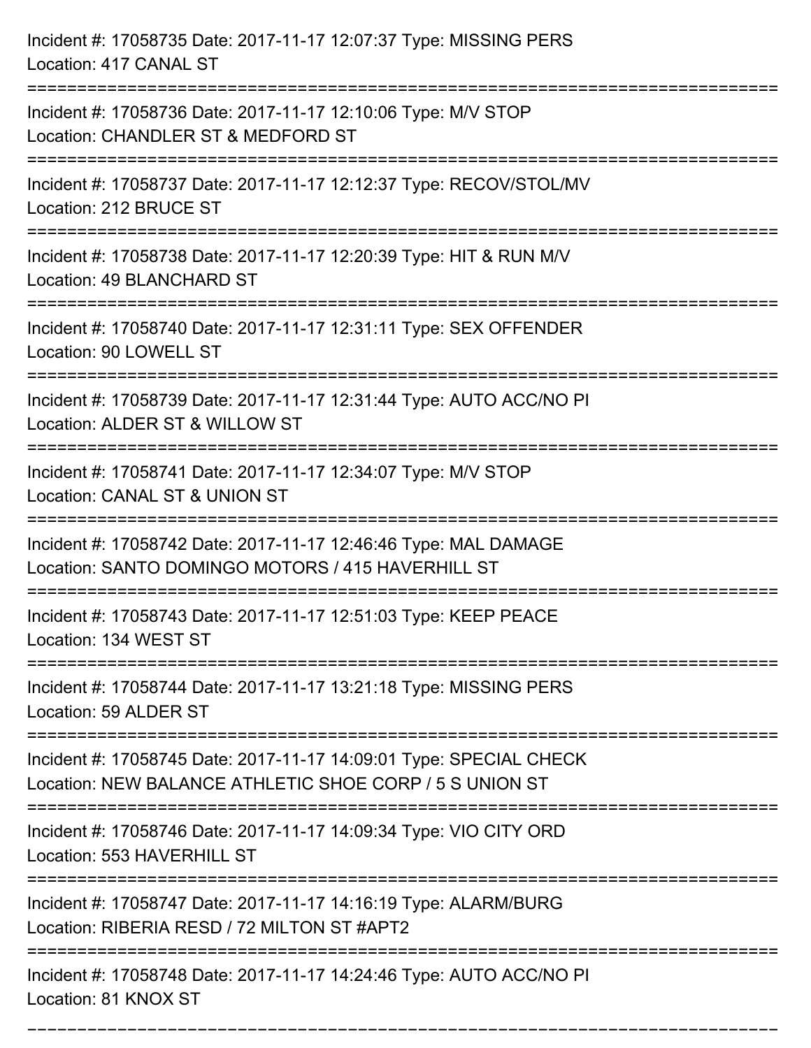Incident #: 17058735 Date: 2017-11-17 12:07:37 Type: MISSING PERS
Location: 417 CANAL ST

===========================================================================

Incident #: 17058736 Date: 2017-11-17 12:10:06 Type: M/V STOP
Location: CHANDLER ST & MEDFORD ST

===========================================================================

Incident #: 17058737 Date: 2017-11-17 12:12:37 Type: RECOV/STOL/MV
Location: 212 BRUCE ST

===========================================================================

Incident #: 17058738 Date: 2017-11-17 12:20:39 Type: HIT & RUN M/V
Location: 49 BLANCHARD ST

===========================================================================

Incident #: 17058740 Date: 2017-11-17 12:31:11 Type: SEX OFFENDER
Location: 90 LOWELL ST

===========================================================================

Incident #: 17058739 Date: 2017-11-17 12:31:44 Type: AUTO ACC/NO PI
Location: ALDER ST & WILLOW ST

===========================================================================

Incident #: 17058741 Date: 2017-11-17 12:34:07 Type: M/V STOP
Location: CANAL ST & UNION ST

===========================================================================

Incident #: 17058742 Date: 2017-11-17 12:46:46 Type: MAL DAMAGE
Location: SANTO DOMINGO MOTORS / 415 HAVERHILL ST

===========================================================================

Incident #: 17058743 Date: 2017-11-17 12:51:03 Type: KEEP PEACE
Location: 134 WEST ST

===========================================================================

Incident #: 17058744 Date: 2017-11-17 13:21:18 Type: MISSING PERS
Location: 59 ALDER ST

===========================================================================

Incident #: 17058745 Date: 2017-11-17 14:09:01 Type: SPECIAL CHECK
Location: NEW BALANCE ATHLETIC SHOE CORP / 5 S UNION ST

===========================================================================

Incident #: 17058746 Date: 2017-11-17 14:09:34 Type: VIO CITY ORD
Location: 553 HAVERHILL ST

===========================================================================

Incident #: 17058747 Date: 2017-11-17 14:16:19 Type: ALARM/BURG
Location: RIBERIA RESD / 72 MILTON ST #APT2

===========================================================================

Incident #: 17058748 Date: 2017-11-17 14:24:46 Type: AUTO ACC/NO PI
Location: 81 KNOX ST

===========================================================================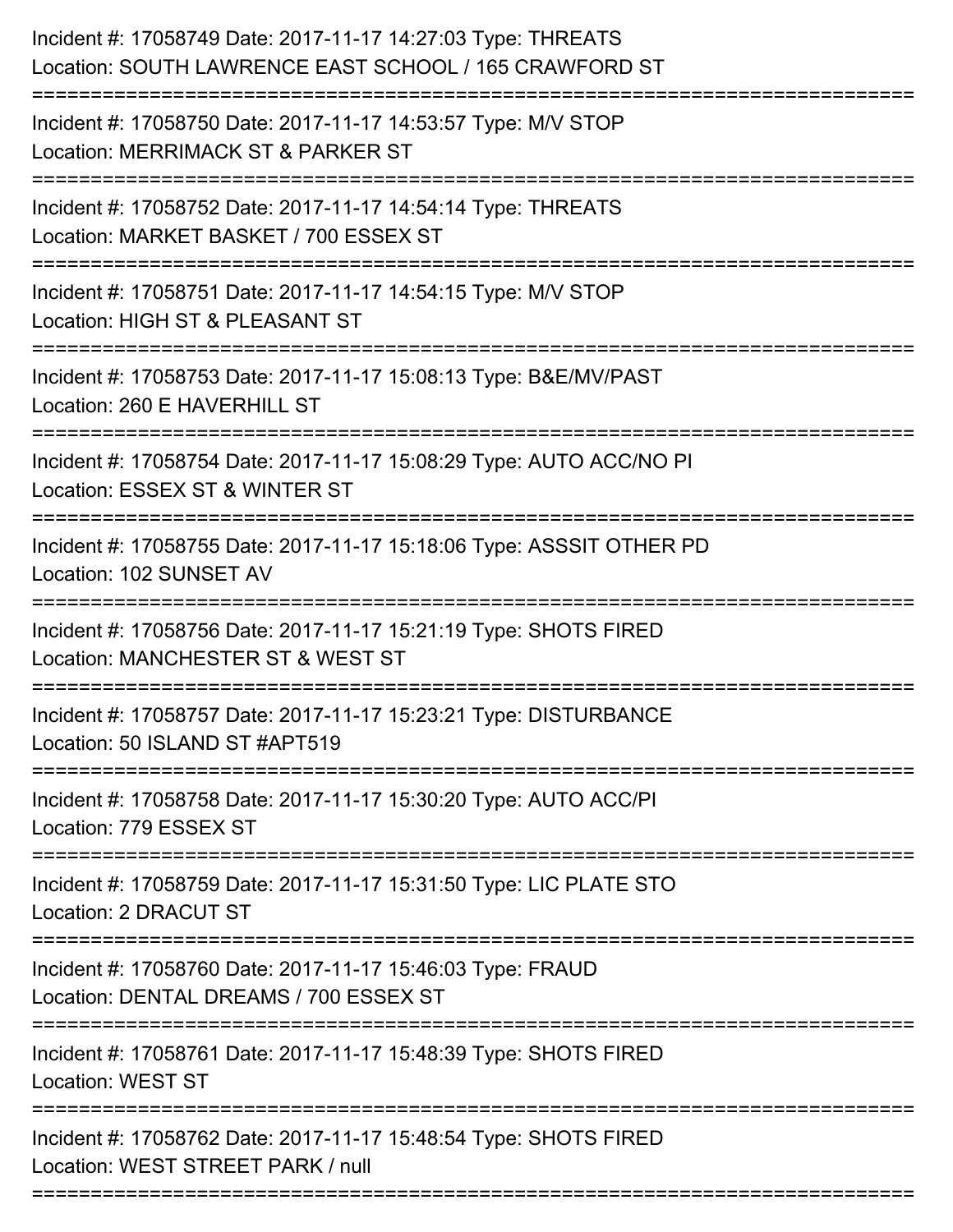Incident #: 17058749 Date: 2017-11-17 14:27:03 Type: THREATS
Location: SOUTH LAWRENCE EAST SCHOOL / 165 CRAWFORD ST

===========================================================================

Incident #: 17058750 Date: 2017-11-17 14:53:57 Type: M/V STOP
Location: MERRIMACK ST & PARKER ST

===========================================================================

Incident #: 17058752 Date: 2017-11-17 14:54:14 Type: THREATS
Location: MARKET BASKET / 700 ESSEX ST

===========================================================================

Incident #: 17058751 Date: 2017-11-17 14:54:15 Type: M/V STOP
Location: HIGH ST & PLEASANT ST

===========================================================================

Incident #: 17058753 Date: 2017-11-17 15:08:13 Type: B&E/MV/PAST
Location: 260 E HAVERHILL ST

===========================================================================

Incident #: 17058754 Date: 2017-11-17 15:08:29 Type: AUTO ACC/NO PI
Location: ESSEX ST & WINTER ST

===========================================================================

Incident #: 17058755 Date: 2017-11-17 15:18:06 Type: ASSSIT OTHER PD
Location: 102 SUNSET AV

===========================================================================

Incident #: 17058756 Date: 2017-11-17 15:21:19 Type: SHOTS FIRED
Location: MANCHESTER ST & WEST ST

===========================================================================

Incident #: 17058757 Date: 2017-11-17 15:23:21 Type: DISTURBANCE
Location: 50 ISLAND ST #APT519

===========================================================================

Incident #: 17058758 Date: 2017-11-17 15:30:20 Type: AUTO ACC/PI
Location: 779 ESSEX ST

===========================================================================

Incident #: 17058759 Date: 2017-11-17 15:31:50 Type: LIC PLATE STO
Location: 2 DRACUT ST

===========================================================================

Incident #: 17058760 Date: 2017-11-17 15:46:03 Type: FRAUD
Location: DENTAL DREAMS / 700 ESSEX ST

===========================================================================

Incident #: 17058761 Date: 2017-11-17 15:48:39 Type: SHOTS FIRED
Location: WEST ST

===========================================================================

Incident #: 17058762 Date: 2017-11-17 15:48:54 Type: SHOTS FIRED
Location: WEST STREET PARK / null

===========================================================================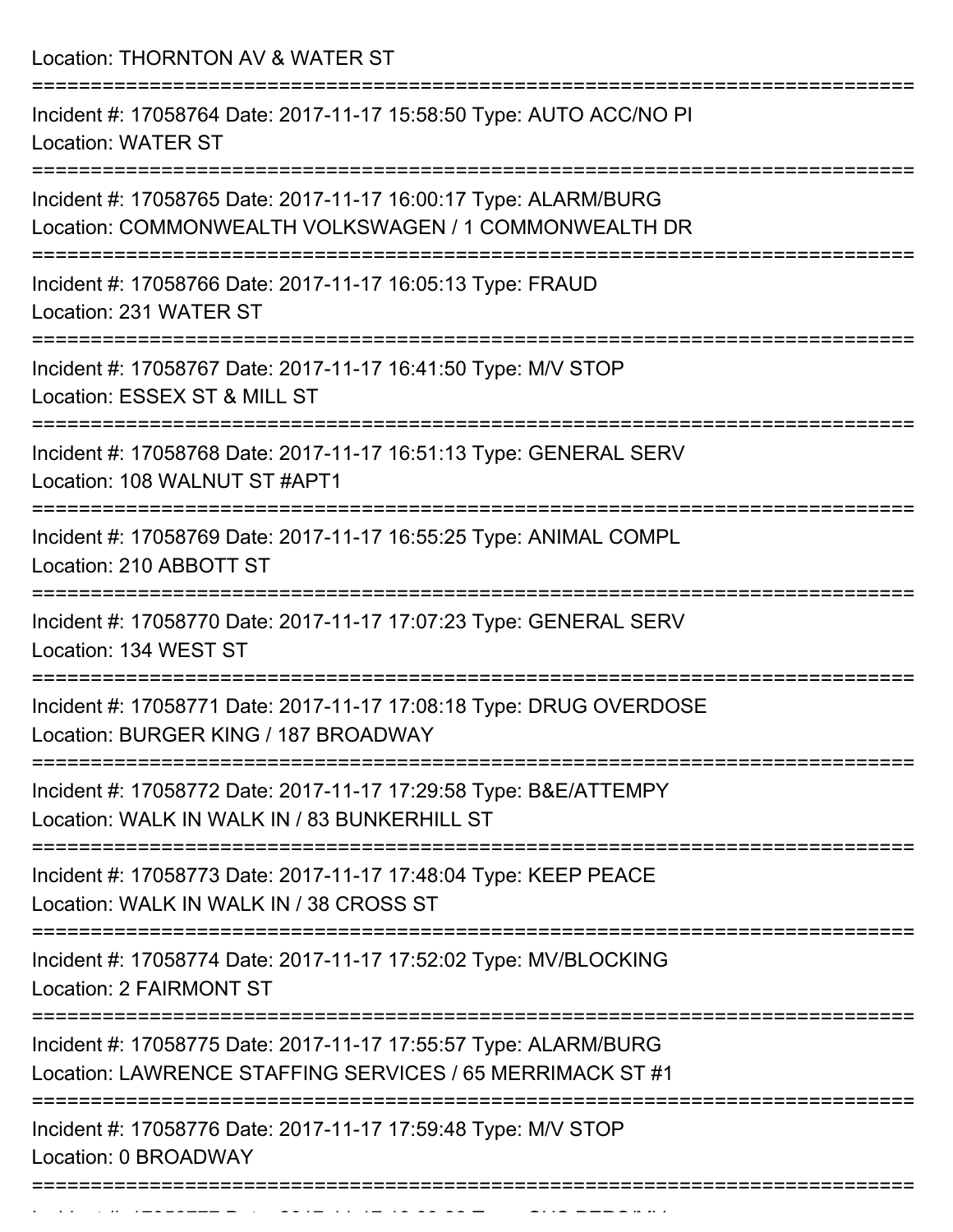Location: THORNTON AV & WATER ST

===========================================================================

Incident #: 17058764 Date: 2017-11-17 15:58:50 Type: AUTO ACC/NO PI
Location: WATER ST

===========================================================================

Incident #: 17058765 Date: 2017-11-17 16:00:17 Type: ALARM/BURG
Location: COMMONWEALTH VOLKSWAGEN / 1 COMMONWEALTH DR

===========================================================================

Incident #: 17058766 Date: 2017-11-17 16:05:13 Type: FRAUD
Location: 231 WATER ST

===========================================================================

Incident #: 17058767 Date: 2017-11-17 16:41:50 Type: M/V STOP
Location: ESSEX ST & MILL ST

===========================================================================

Incident #: 17058768 Date: 2017-11-17 16:51:13 Type: GENERAL SERV
Location: 108 WALNUT ST #APT1

===========================================================================

Incident #: 17058769 Date: 2017-11-17 16:55:25 Type: ANIMAL COMPL
Location: 210 ABBOTT ST

===========================================================================

Incident #: 17058770 Date: 2017-11-17 17:07:23 Type: GENERAL SERV
Location: 134 WEST ST

===========================================================================

Incident #: 17058771 Date: 2017-11-17 17:08:18 Type: DRUG OVERDOSE
Location: BURGER KING / 187 BROADWAY

===========================================================================

Incident #: 17058772 Date: 2017-11-17 17:29:58 Type: B&E/ATTEMPY
Location: WALK IN WALK IN / 83 BUNKERHILL ST

===========================================================================

Incident #: 17058773 Date: 2017-11-17 17:48:04 Type: KEEP PEACE
Location: WALK IN WALK IN / 38 CROSS ST

===========================================================================

Incident #: 17058774 Date: 2017-11-17 17:52:02 Type: MV/BLOCKING
Location: 2 FAIRMONT ST

===========================================================================

Incident #: 17058775 Date: 2017-11-17 17:55:57 Type: ALARM/BURG
Location: LAWRENCE STAFFING SERVICES / 65 MERRIMACK ST #1

===========================================================================

Incident #: 17058776 Date: 2017-11-17 17:59:48 Type: M/V STOP
Location: 0 BROADWAY

===========================================================================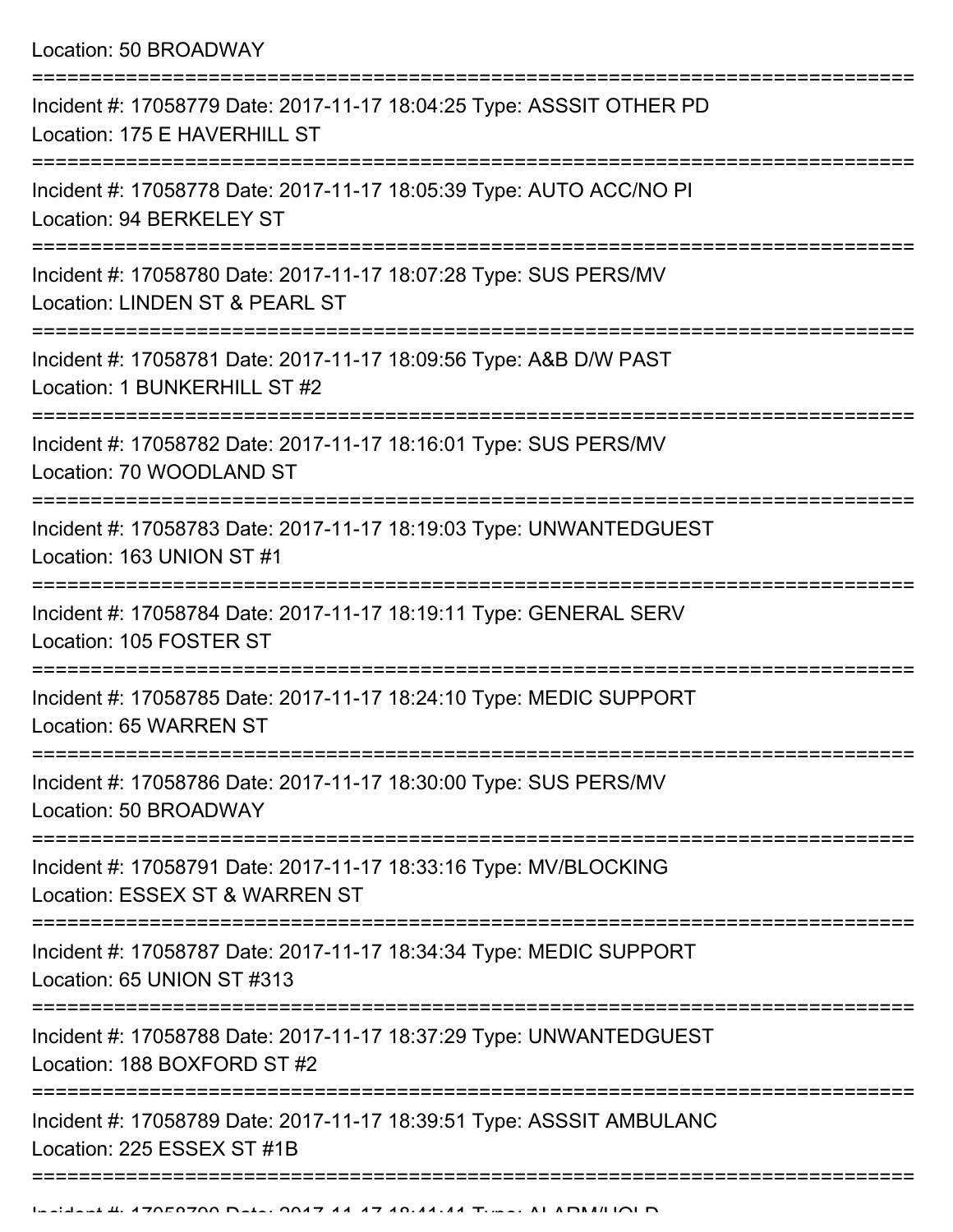Location: 50 BROADWAY

===========================================================================

Incident #: 17058779 Date: 2017-11-17 18:04:25 Type: ASSSIT OTHER PD

Location: 175 E HAVERHILL ST

===========================================================================

Incident #: 17058778 Date: 2017-11-17 18:05:39 Type: AUTO ACC/NO PI

Location: 94 BERKELEY ST

===========================================================================

Incident #: 17058780 Date: 2017-11-17 18:07:28 Type: SUS PERS/MV

Location: LINDEN ST & PEARL ST

===========================================================================

Incident #: 17058781 Date: 2017-11-17 18:09:56 Type: A&B D/W PAST

Location: 1 BUNKERHILL ST #2

===========================================================================

Incident #: 17058782 Date: 2017-11-17 18:16:01 Type: SUS PERS/MV

Location: 70 WOODLAND ST

===========================================================================

Incident #: 17058783 Date: 2017-11-17 18:19:03 Type: UNWANTEDGUEST

Location: 163 UNION ST #1

===========================================================================

Incident #: 17058784 Date: 2017-11-17 18:19:11 Type: GENERAL SERV

Location: 105 FOSTER ST

===========================================================================

Incident #: 17058785 Date: 2017-11-17 18:24:10 Type: MEDIC SUPPORT

Location: 65 WARREN ST

===========================================================================

Incident #: 17058786 Date: 2017-11-17 18:30:00 Type: SUS PERS/MV

Location: 50 BROADWAY

===========================================================================

Incident #: 17058791 Date: 2017-11-17 18:33:16 Type: MV/BLOCKING

Location: ESSEX ST & WARREN ST

===========================================================================

Incident #: 17058787 Date: 2017-11-17 18:34:34 Type: MEDIC SUPPORT

Location: 65 UNION ST #313

===========================================================================

Incident #: 17058788 Date: 2017-11-17 18:37:29 Type: UNWANTEDGUEST

Location: 188 BOXFORD ST #2

===========================================================================

Incident #: 17058789 Date: 2017-11-17 18:39:51 Type: ASSSIT AMBULANC

Location: 225 ESSEX ST #1B

===========================================================================

Incident #: 17058790 Date: 2017-11-17 18:41:41 Type: ALARM/HOLD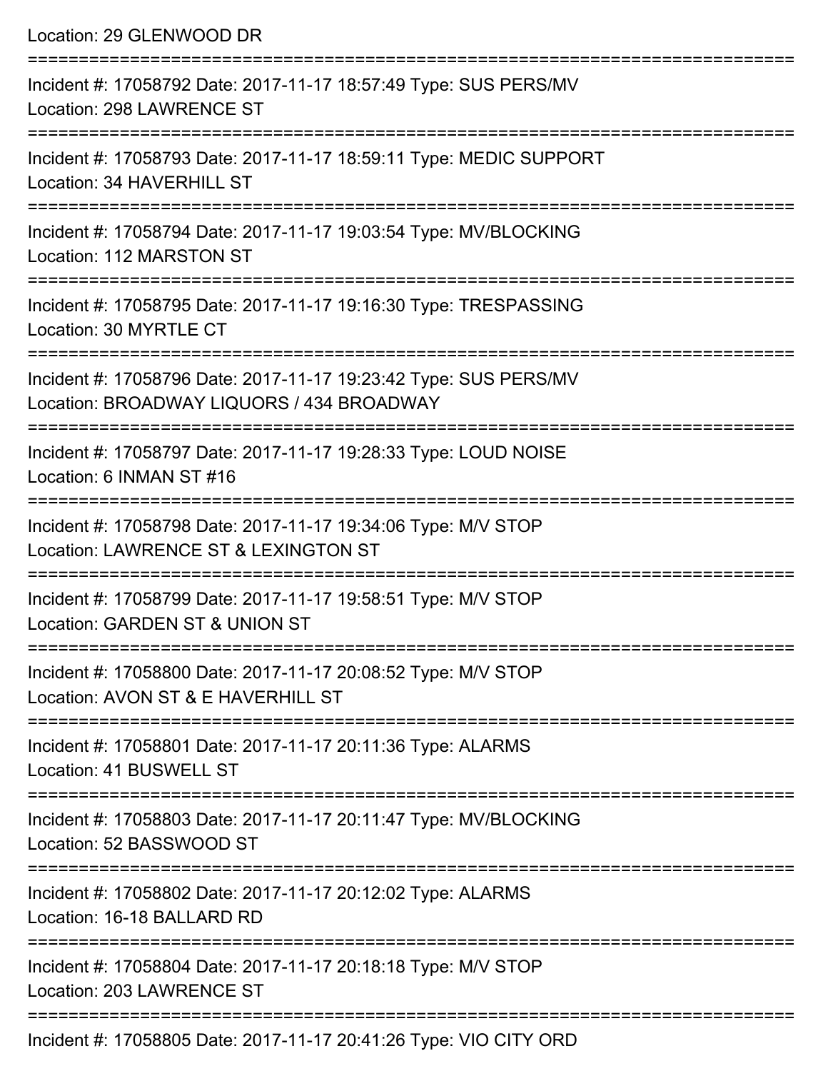Location: 29 GLENWOOD DR

===========================================================================

Incident #: 17058792 Date: 2017-11-17 18:57:49 Type: SUS PERS/MV
Location: 298 LAWRENCE ST

===========================================================================

Incident #: 17058793 Date: 2017-11-17 18:59:11 Type: MEDIC SUPPORT
Location: 34 HAVERHILL ST

===========================================================================

Incident #: 17058794 Date: 2017-11-17 19:03:54 Type: MV/BLOCKING
Location: 112 MARSTON ST

===========================================================================

Incident #: 17058795 Date: 2017-11-17 19:16:30 Type: TRESPASSING
Location: 30 MYRTLE CT

===========================================================================

Incident #: 17058796 Date: 2017-11-17 19:23:42 Type: SUS PERS/MV
Location: BROADWAY LIQUORS / 434 BROADWAY

===========================================================================

Incident #: 17058797 Date: 2017-11-17 19:28:33 Type: LOUD NOISE
Location: 6 INMAN ST #16

===========================================================================

Incident #: 17058798 Date: 2017-11-17 19:34:06 Type: M/V STOP
Location: LAWRENCE ST & LEXINGTON ST

===========================================================================

Incident #: 17058799 Date: 2017-11-17 19:58:51 Type: M/V STOP
Location: GARDEN ST & UNION ST

===========================================================================

Incident #: 17058800 Date: 2017-11-17 20:08:52 Type: M/V STOP
Location: AVON ST & E HAVERHILL ST

===========================================================================

Incident #: 17058801 Date: 2017-11-17 20:11:36 Type: ALARMS
Location: 41 BUSWELL ST

===========================================================================

Incident #: 17058803 Date: 2017-11-17 20:11:47 Type: MV/BLOCKING
Location: 52 BASSWOOD ST

===========================================================================

Incident #: 17058802 Date: 2017-11-17 20:12:02 Type: ALARMS
Location: 16-18 BALLARD RD

===========================================================================

Incident #: 17058804 Date: 2017-11-17 20:18:18 Type: M/V STOP
Location: 203 LAWRENCE ST

===========================================================================

Incident #: 17058805 Date: 2017-11-17 20:41:26 Type: VIO CITY ORD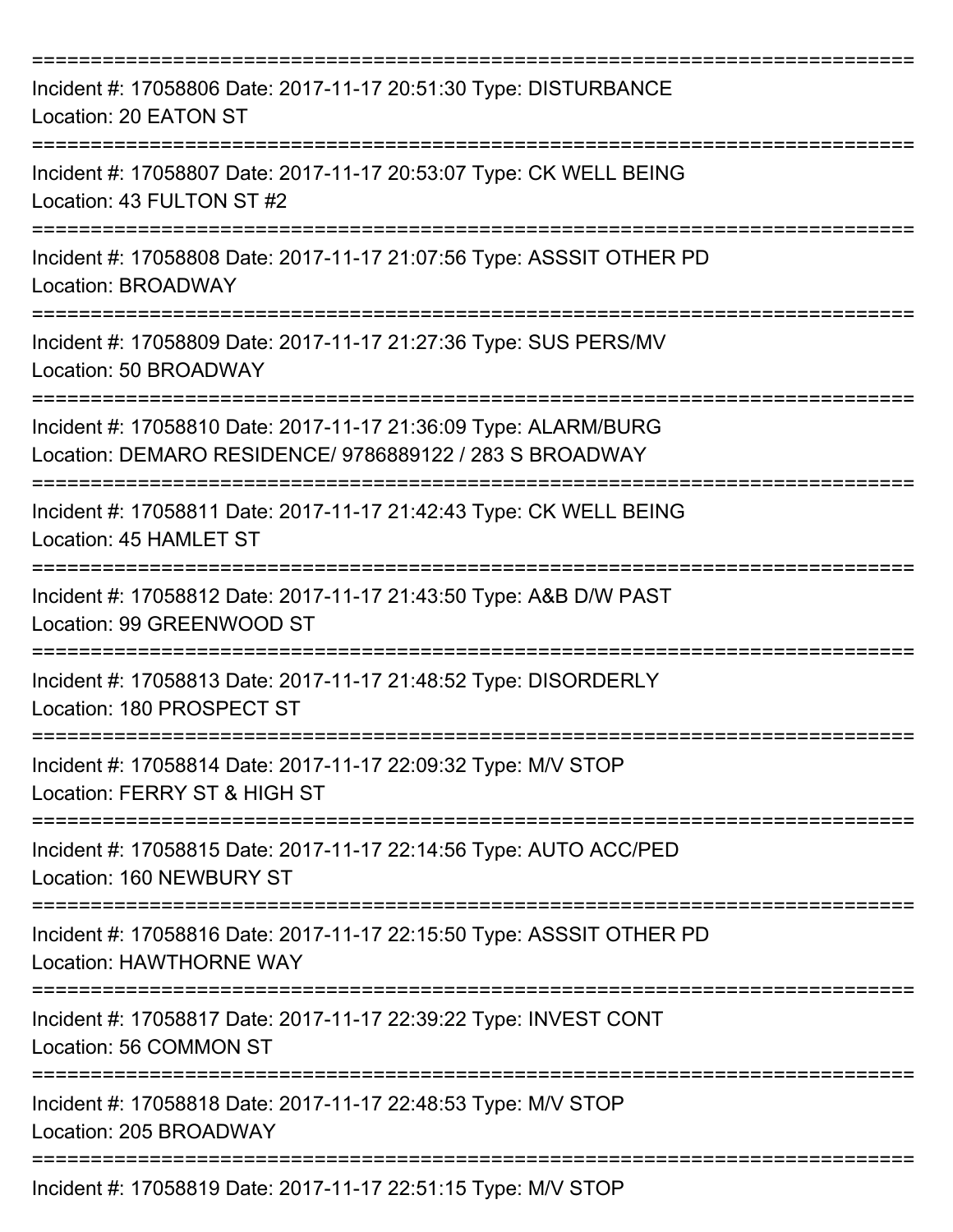===========================================================================
Incident #: 17058806 Date: 2017-11-17 20:51:30 Type: DISTURBANCE
Location: 20 EATON ST
===========================================================================
Incident #: 17058807 Date: 2017-11-17 20:53:07 Type: CK WELL BEING
Location: 43 FULTON ST #2
===========================================================================
Incident #: 17058808 Date: 2017-11-17 21:07:56 Type: ASSSIT OTHER PD
Location: BROADWAY
===========================================================================
Incident #: 17058809 Date: 2017-11-17 21:27:36 Type: SUS PERS/MV
Location: 50 BROADWAY
===========================================================================
Incident #: 17058810 Date: 2017-11-17 21:36:09 Type: ALARM/BURG
Location: DEMARO RESIDENCE/ 9786889122 / 283 S BROADWAY
===========================================================================
Incident #: 17058811 Date: 2017-11-17 21:42:43 Type: CK WELL BEING
Location: 45 HAMLET ST
===========================================================================
Incident #: 17058812 Date: 2017-11-17 21:43:50 Type: A&B D/W PAST
Location: 99 GREENWOOD ST
===========================================================================
Incident #: 17058813 Date: 2017-11-17 21:48:52 Type: DISORDERLY
Location: 180 PROSPECT ST
===========================================================================
Incident #: 17058814 Date: 2017-11-17 22:09:32 Type: M/V STOP
Location: FERRY ST & HIGH ST
===========================================================================
Incident #: 17058815 Date: 2017-11-17 22:14:56 Type: AUTO ACC/PED
Location: 160 NEWBURY ST
===========================================================================
Incident #: 17058816 Date: 2017-11-17 22:15:50 Type: ASSSIT OTHER PD
Location: HAWTHORNE WAY
===========================================================================
Incident #: 17058817 Date: 2017-11-17 22:39:22 Type: INVEST CONT
Location: 56 COMMON ST
===========================================================================
Incident #: 17058818 Date: 2017-11-17 22:48:53 Type: M/V STOP
Location: 205 BROADWAY
===========================================================================
Incident #: 17058819 Date: 2017-11-17 22:51:15 Type: M/V STOP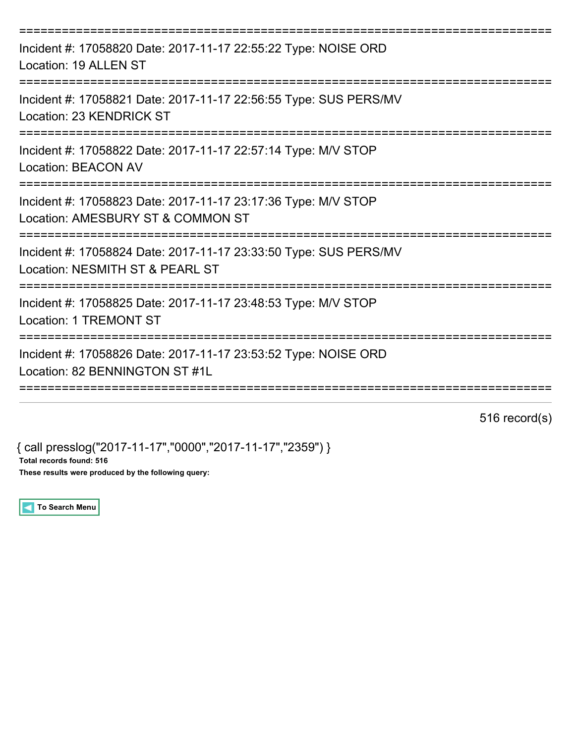===========================================================================

Incident #: 17058820 Date: 2017-11-17 22:55:22 Type: NOISE ORD

Location: 19 ALLEN ST

===========================================================================

Incident #: 17058821 Date: 2017-11-17 22:56:55 Type: SUS PERS/MV

Location: 23 KENDRICK ST

===========================================================================

Incident #: 17058822 Date: 2017-11-17 22:57:14 Type: M/V STOP

Location: BEACON AV

===========================================================================

Incident #: 17058823 Date: 2017-11-17 23:17:36 Type: M/V STOP

Location: AMESBURY ST & COMMON ST

===========================================================================

Incident #: 17058824 Date: 2017-11-17 23:33:50 Type: SUS PERS/MV

Location: NESMITH ST & PEARL ST

===========================================================================

Incident #: 17058825 Date: 2017-11-17 23:48:53 Type: M/V STOP

Location: 1 TREMONT ST

===========================================================================

Incident #: 17058826 Date: 2017-11-17 23:53:52 Type: NOISE ORD

Location: 82 BENNINGTON ST #1L

===========================================================================

516 record(s)

{ call presslog("2017-11-17","0000","2017-11-17","2359") }

**Total records found: 516**

**These results were produced by the following query:**

To Search Menu